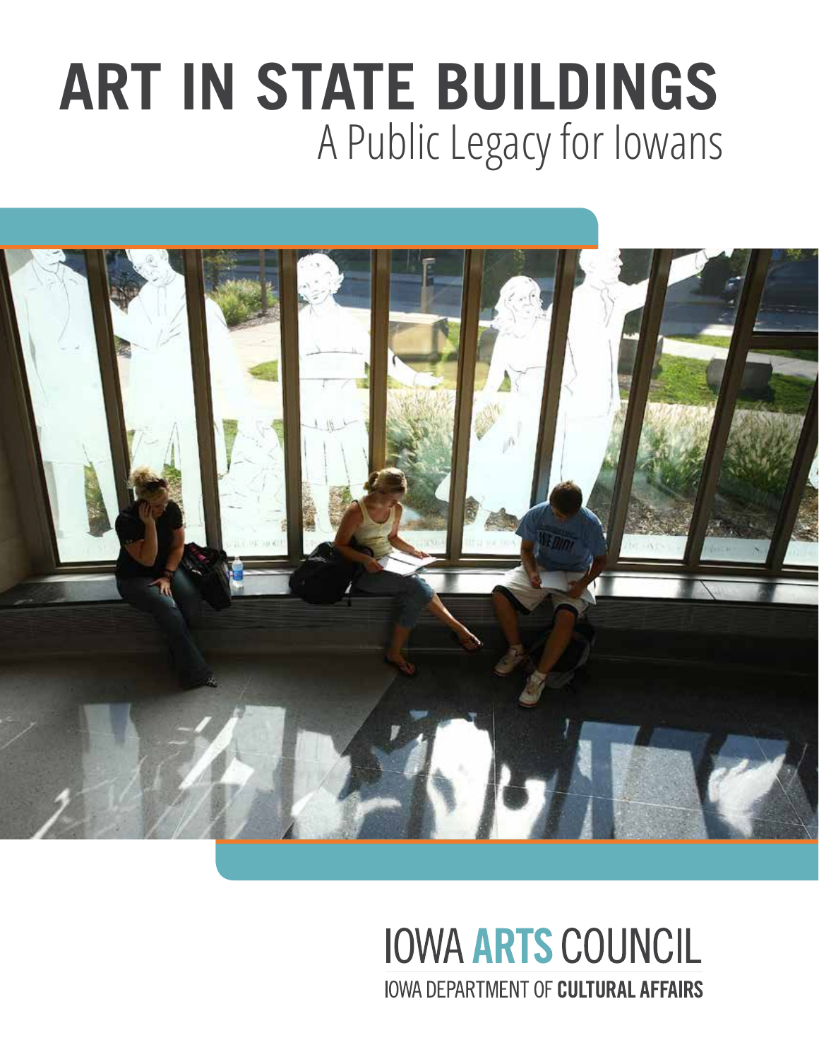# ART IN STATE BUILDINGS

## A Public Legacy for Iowans

IOWA **ARTS** COUNCIL

IOWA DEPARTMENT OF **CULTURAL AFFAIRS**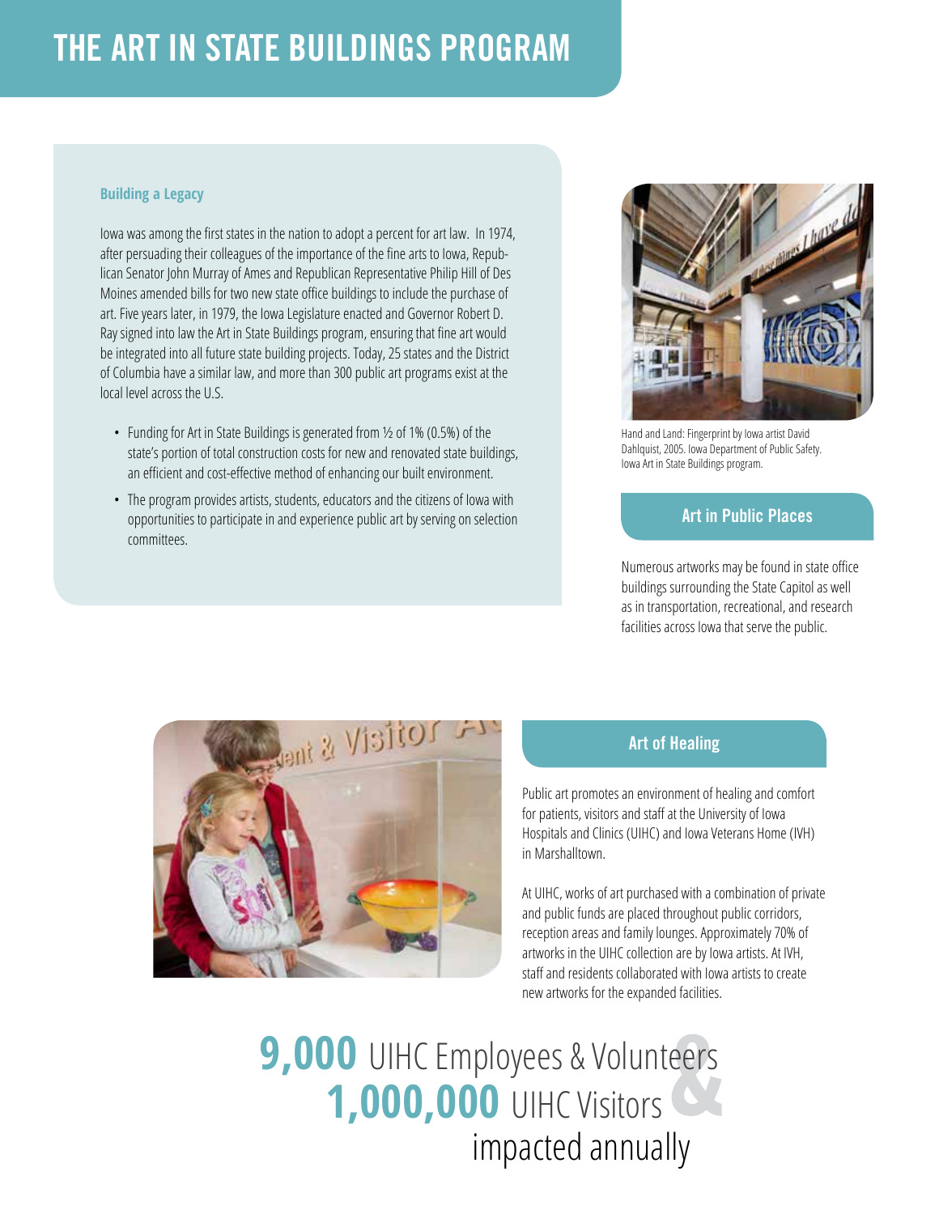# THE ART IN STATE BUILDINGS PROGRAM

### Building a Legacy

Iowa was among the first states in the nation to adopt a percent for art law. In 1974, after persuading their colleagues of the importance of the fine arts to Iowa, Republican Senator John Murray of Ames and Republican Representative Philip Hill of Des Moines amended bills for two new state office buildings to include the purchase of art. Five years later, in 1979, the Iowa Legislature enacted and Governor Robert D. Ray signed into law the Art in State Buildings program, ensuring that fine art would be integrated into all future state building projects. Today, 25 states and the District of Columbia have a similar law, and more than 300 public art programs exist at the local level across the U.S.

- Funding for Art in State Buildings is generated from ½ of 1% (0.5%) of the state's portion of total construction costs for new and renovated state buildings, an efficient and cost-effective method of enhancing our built environment.
- The program provides artists, students, educators and the citizens of Iowa with opportunities to participate in and experience public art by serving on selection committees.

Hand and Land: Fingerprint by Iowa artist David Dahlquist, 2005. Iowa Department of Public Safety. Iowa Art in State Buildings program.

## Art in Public Places

Numerous artworks may be found in state office buildings surrounding the State Capitol as well as in transportation, recreational, and research facilities across Iowa that serve the public.

## Art of Healing

Public art promotes an environment of healing and comfort for patients, visitors and staff at the University of Iowa Hospitals and Clinics (UIHC) and Iowa Veterans Home (IVH) in Marshalltown.

At UIHC, works of art purchased with a combination of private and public funds are placed throughout public corridors, reception areas and family lounges. Approximately 70% of artworks in the UIHC collection are by Iowa artists. At IVH, staff and residents collaborated with Iowa artists to create new artworks for the expanded facilities.

**9,000** UIHC Employees & Volunteers
& 
**1,000,000** UIHC Visitors
impacted annually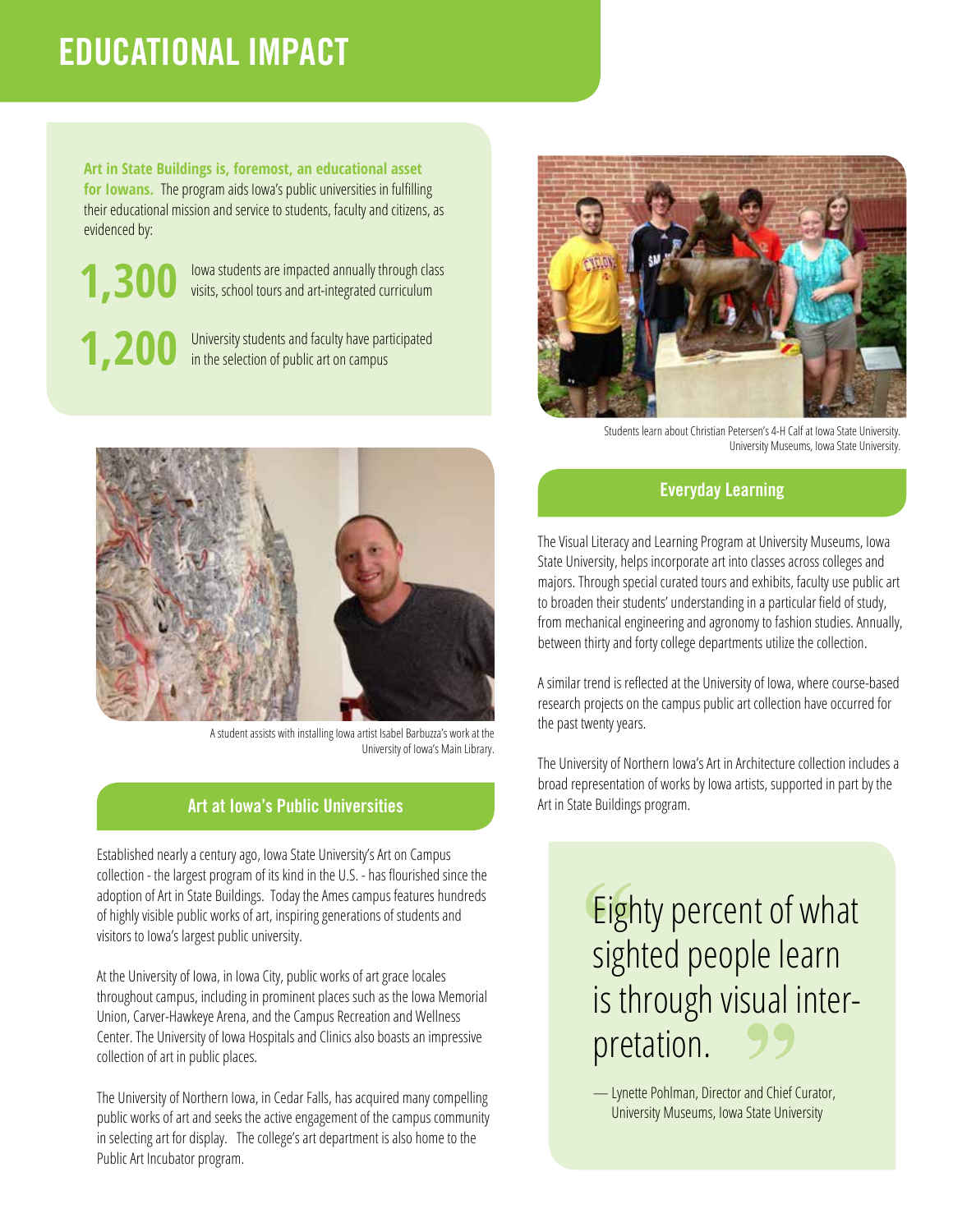# EDUCATIONAL IMPACT

**Art in State Buildings is, foremost, an educational asset for Iowans.** The program aids Iowa's public universities in fulfilling their educational mission and service to students, faculty and citizens, as evidenced by:

**1,300** Iowa students are impacted annually through class visits, school tours and art-integrated curriculum

**1,200** University students and faculty have participated in the selection of public art on campus

A student assists with installing Iowa artist Isabel Barbuzza's work at the University of Iowa's Main Library.

## Art at Iowa's Public Universities

Established nearly a century ago, Iowa State University's Art on Campus collection - the largest program of its kind in the U.S. - has flourished since the adoption of Art in State Buildings. Today the Ames campus features hundreds of highly visible public works of art, inspiring generations of students and visitors to Iowa's largest public university.

At the University of Iowa, in Iowa City, public works of art grace locales throughout campus, including in prominent places such as the Iowa Memorial Union, Carver-Hawkeye Arena, and the Campus Recreation and Wellness Center. The University of Iowa Hospitals and Clinics also boasts an impressive collection of art in public places.

The University of Northern Iowa, in Cedar Falls, has acquired many compelling public works of art and seeks the active engagement of the campus community in selecting art for display. The college's art department is also home to the Public Art Incubator program.

Students learn about Christian Petersen's 4-H Calf at Iowa State University. University Museums, Iowa State University.

## Everyday Learning

The Visual Literacy and Learning Program at University Museums, Iowa State University, helps incorporate art into classes across colleges and majors. Through special curated tours and exhibits, faculty use public art to broaden their students' understanding in a particular field of study, from mechanical engineering and agronomy to fashion studies. Annually, between thirty and forty college departments utilize the collection.

A similar trend is reflected at the University of Iowa, where course-based research projects on the campus public art collection have occurred for the past twenty years.

The University of Northern Iowa's Art in Architecture collection includes a broad representation of works by Iowa artists, supported in part by the Art in State Buildings program.

> "Eighty percent of what sighted people learn is through visual interpretation."
>
> — Lynette Pohlman, Director and Chief Curator, University Museums, Iowa State University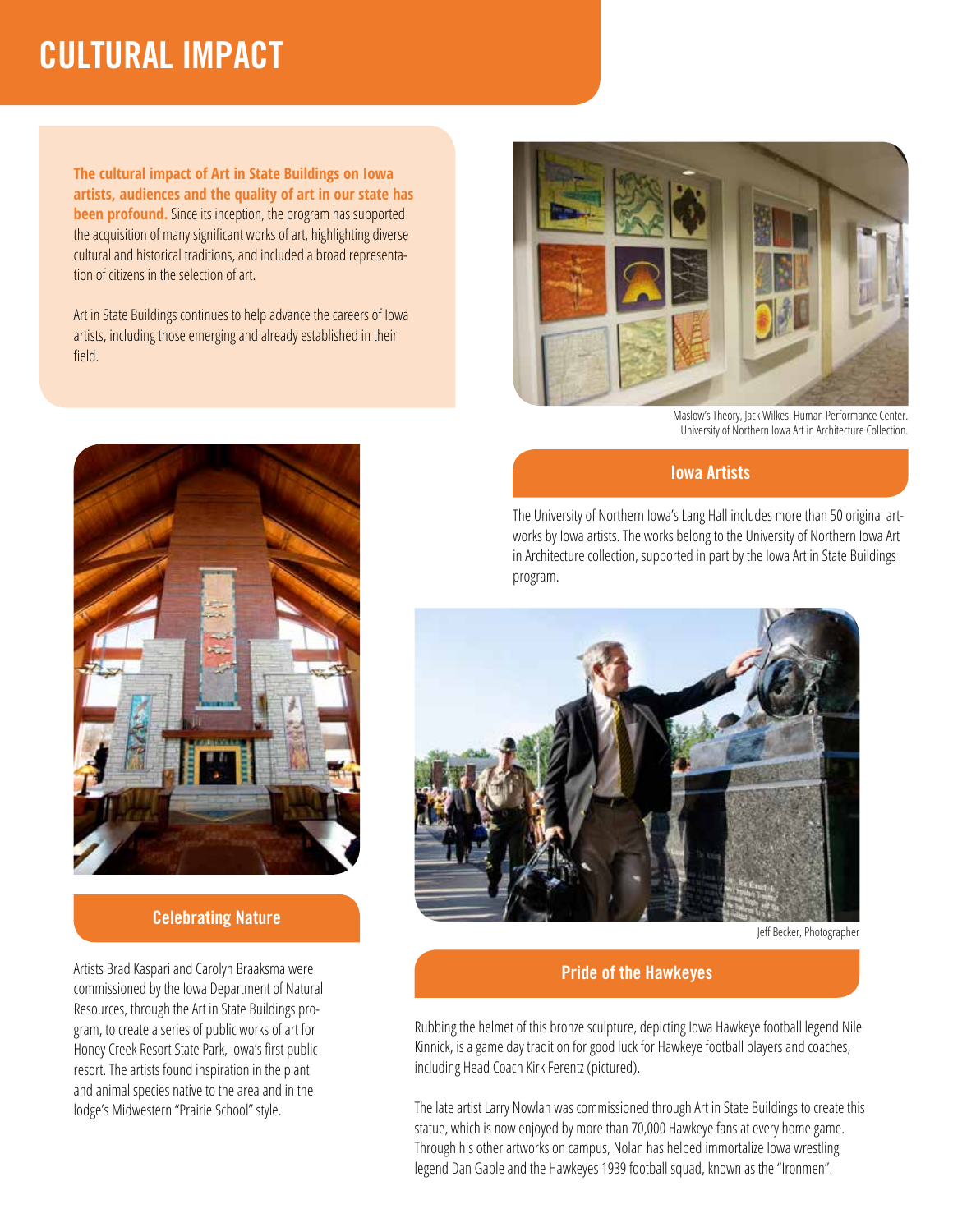# CULTURAL IMPACT

**The cultural impact of Art in State Buildings on Iowa artists, audiences and the quality of art in our state has been profound.** Since its inception, the program has supported the acquisition of many significant works of art, highlighting diverse cultural and historical traditions, and included a broad representation of citizens in the selection of art.

Art in State Buildings continues to help advance the careers of Iowa artists, including those emerging and already established in their field.

Maslow's Theory, Jack Wilkes. Human Performance Center. University of Northern Iowa Art in Architecture Collection.

## Iowa Artists

The University of Northern Iowa's Lang Hall includes more than 50 original artworks by Iowa artists. The works belong to the University of Northern Iowa Art in Architecture collection, supported in part by the Iowa Art in State Buildings program.

## Celebrating Nature

Artists Brad Kaspari and Carolyn Braaksma were commissioned by the Iowa Department of Natural Resources, through the Art in State Buildings program, to create a series of public works of art for Honey Creek Resort State Park, Iowa's first public resort. The artists found inspiration in the plant and animal species native to the area and in the lodge's Midwestern "Prairie School" style.

Jeff Becker, Photographer

## Pride of the Hawkeyes

Rubbing the helmet of this bronze sculpture, depicting Iowa Hawkeye football legend Nile Kinnick, is a game day tradition for good luck for Hawkeye football players and coaches, including Head Coach Kirk Ferentz (pictured).

The late artist Larry Nowlan was commissioned through Art in State Buildings to create this statue, which is now enjoyed by more than 70,000 Hawkeye fans at every home game. Through his other artworks on campus, Nolan has helped immortalize Iowa wrestling legend Dan Gable and the Hawkeyes 1939 football squad, known as the "Ironmen".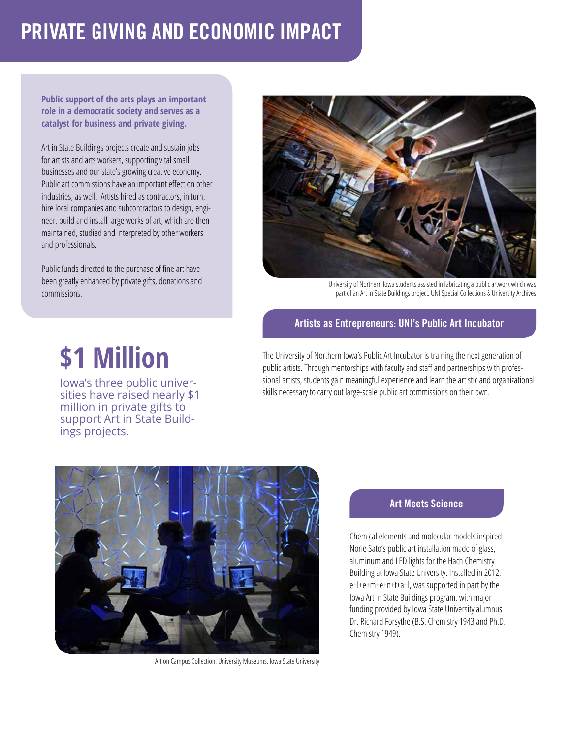# PRIVATE GIVING AND ECONOMIC IMPACT

**Public support of the arts plays an important role in a democratic society and serves as a catalyst for business and private giving.**

Art in State Buildings projects create and sustain jobs for artists and arts workers, supporting vital small businesses and our state's growing creative economy. Public art commissions have an important effect on other industries, as well. Artists hired as contractors, in turn, hire local companies and subcontractors to design, engineer, build and install large works of art, which are then maintained, studied and interpreted by other workers and professionals.

Public funds directed to the purchase of fine art have been greatly enhanced by private gifts, donations and commissions.

University of Northern Iowa students assisted in fabricating a public artwork which was part of an Art in State Buildings project. UNI Special Collections & University Archives

## $1 Million

Iowa's three public universities have raised nearly $1 million in private gifts to support Art in State Buildings projects.

### Artists as Entrepreneurs: UNI's Public Art Incubator

The University of Northern Iowa's Public Art Incubator is training the next generation of public artists. Through mentorships with faculty and staff and partnerships with professional artists, students gain meaningful experience and learn the artistic and organizational skills necessary to carry out large-scale public art commissions on their own.

Art on Campus Collection, University Museums, Iowa State University

### Art Meets Science

Chemical elements and molecular models inspired Norie Sato's public art installation made of glass, aluminum and LED lights for the Hach Chemistry Building at Iowa State University. Installed in 2012, e+l+e+m+e+n+t+a+l, was supported in part by the Iowa Art in State Buildings program, with major funding provided by Iowa State University alumnus Dr. Richard Forsythe (B.S. Chemistry 1943 and Ph.D. Chemistry 1949).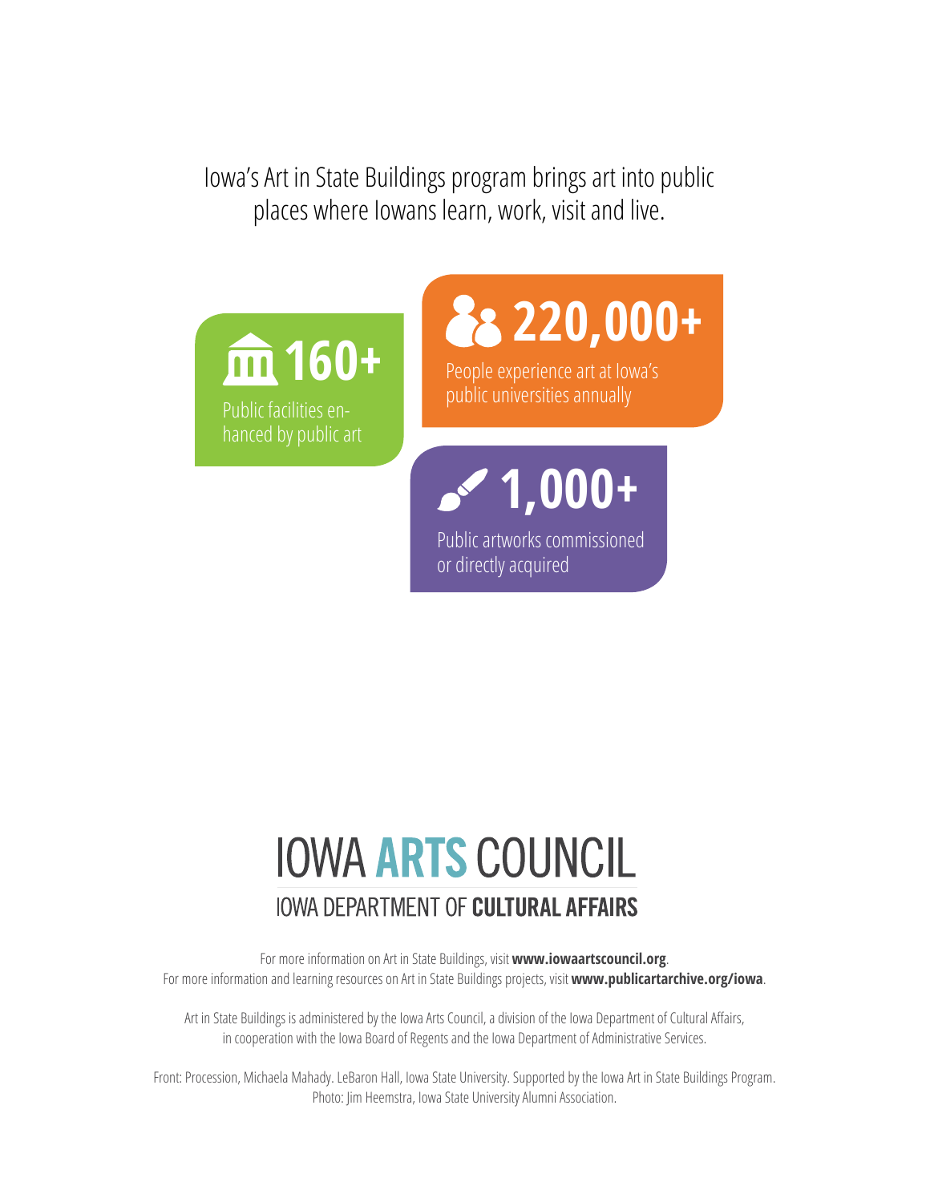Iowa's Art in State Buildings program brings art into public places where Iowans learn, work, visit and live.

**160+**
Public facilities enhanced by public art

**220,000+**
People experience art at Iowa's public universities annually

**1,000+**
Public artworks commissioned or directly acquired

# IOWA ARTS COUNCIL

IOWA DEPARTMENT OF **CULTURAL AFFAIRS**

For more information on Art in State Buildings, visit **www.iowaartscouncil.org**.
For more information and learning resources on Art in State Buildings projects, visit **www.publicartarchive.org/iowa**.

Art in State Buildings is administered by the Iowa Arts Council, a division of the Iowa Department of Cultural Affairs, in cooperation with the Iowa Board of Regents and the Iowa Department of Administrative Services.

Front: Procession, Michaela Mahady. LeBaron Hall, Iowa State University. Supported by the Iowa Art in State Buildings Program. Photo: Jim Heemstra, Iowa State University Alumni Association.